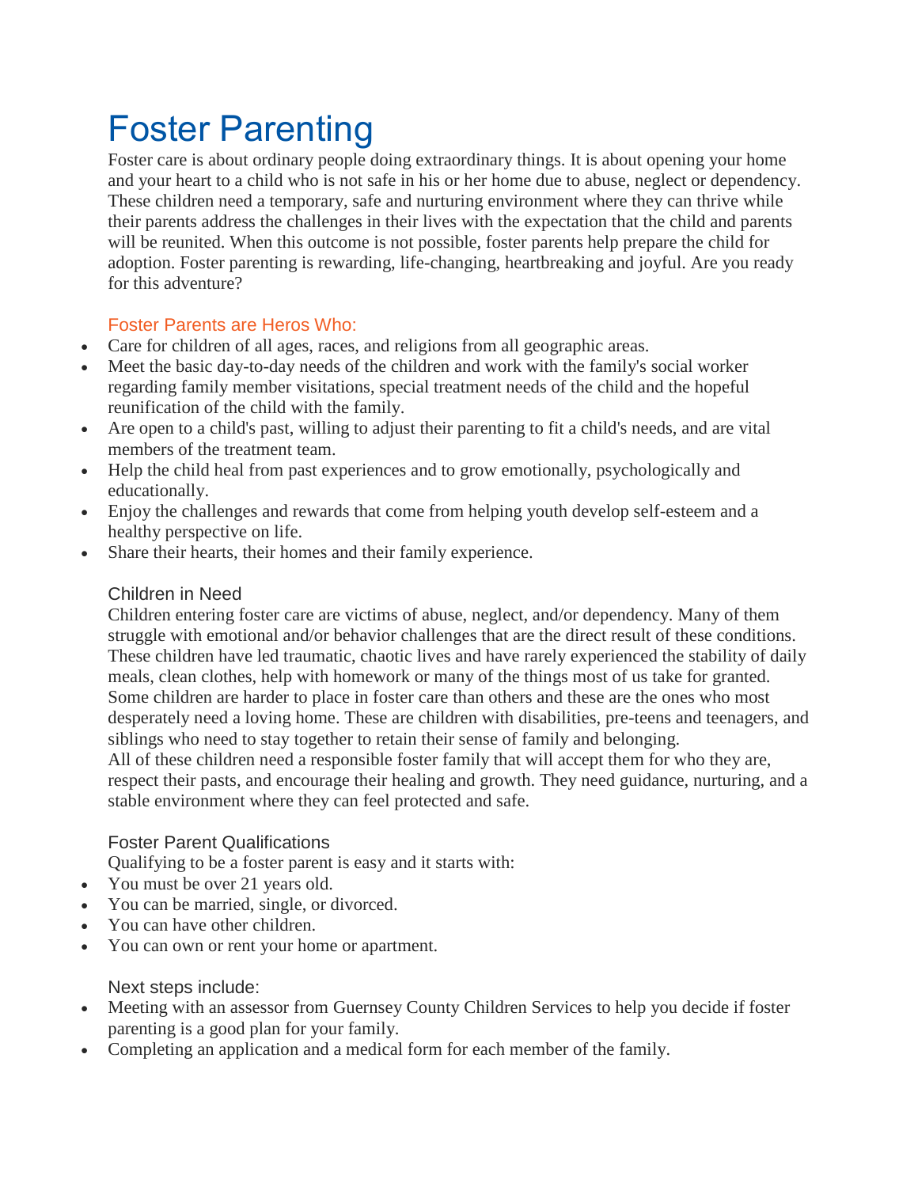# Foster Parenting

Foster care is about ordinary people doing extraordinary things. It is about opening your home and your heart to a child who is not safe in his or her home due to abuse, neglect or dependency. These children need a temporary, safe and nurturing environment where they can thrive while their parents address the challenges in their lives with the expectation that the child and parents will be reunited. When this outcome is not possible, foster parents help prepare the child for adoption. Foster parenting is rewarding, life-changing, heartbreaking and joyful. Are you ready for this adventure?

### Foster Parents are Heros Who:

- Care for children of all ages, races, and religions from all geographic areas.
- Meet the basic day-to-day needs of the children and work with the family's social worker regarding family member visitations, special treatment needs of the child and the hopeful reunification of the child with the family.
- Are open to a child's past, willing to adjust their parenting to fit a child's needs, and are vital members of the treatment team.
- Help the child heal from past experiences and to grow emotionally, psychologically and educationally.
- Enjoy the challenges and rewards that come from helping youth develop self-esteem and a healthy perspective on life.
- Share their hearts, their homes and their family experience.

### Children in Need

Children entering foster care are victims of abuse, neglect, and/or dependency. Many of them struggle with emotional and/or behavior challenges that are the direct result of these conditions. These children have led traumatic, chaotic lives and have rarely experienced the stability of daily meals, clean clothes, help with homework or many of the things most of us take for granted. Some children are harder to place in foster care than others and these are the ones who most desperately need a loving home. These are children with disabilities, pre-teens and teenagers, and siblings who need to stay together to retain their sense of family and belonging.

All of these children need a responsible foster family that will accept them for who they are, respect their pasts, and encourage their healing and growth. They need guidance, nurturing, and a stable environment where they can feel protected and safe.

### Foster Parent Qualifications

Qualifying to be a foster parent is easy and it starts with:

- You must be over 21 years old.
- You can be married, single, or divorced.
- You can have other children.
- You can own or rent your home or apartment.

### Next steps include:

- Meeting with an assessor from Guernsey County Children Services to help you decide if foster parenting is a good plan for your family.
- Completing an application and a medical form for each member of the family.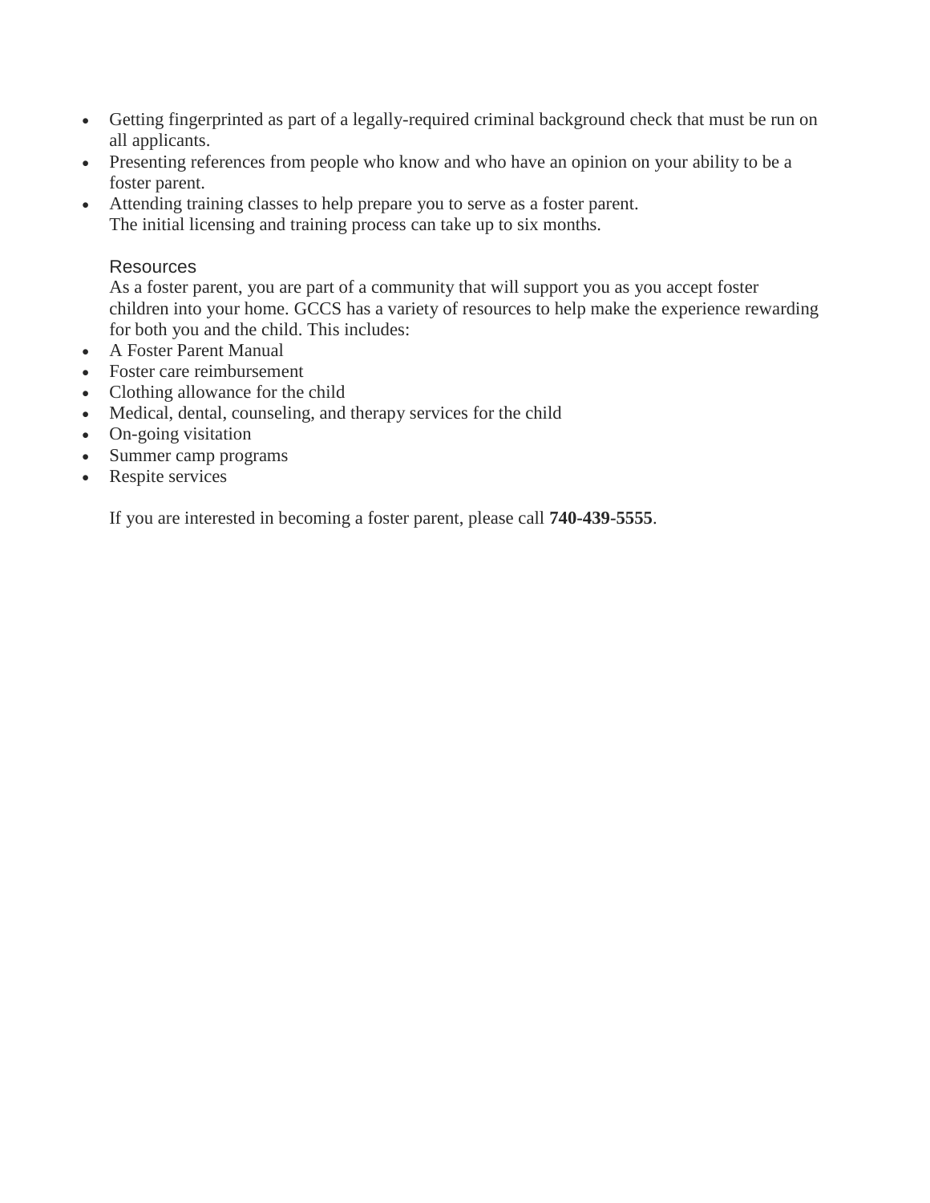- Getting fingerprinted as part of a legally-required criminal background check that must be run on all applicants.
- Presenting references from people who know and who have an opinion on your ability to be a foster parent.
- Attending training classes to help prepare you to serve as a foster parent.

The initial licensing and training process can take up to six months.

### Resources

As a foster parent, you are part of a community that will support you as you accept foster children into your home. GCCS has a variety of resources to help make the experience rewarding for both you and the child. This includes:

- A Foster Parent Manual
- Foster care reimbursement
- Clothing allowance for the child
- Medical, dental, counseling, and therapy services for the child
- On-going visitation
- Summer camp programs
- Respite services

If you are interested in becoming a foster parent, please call **740-439-5555**.